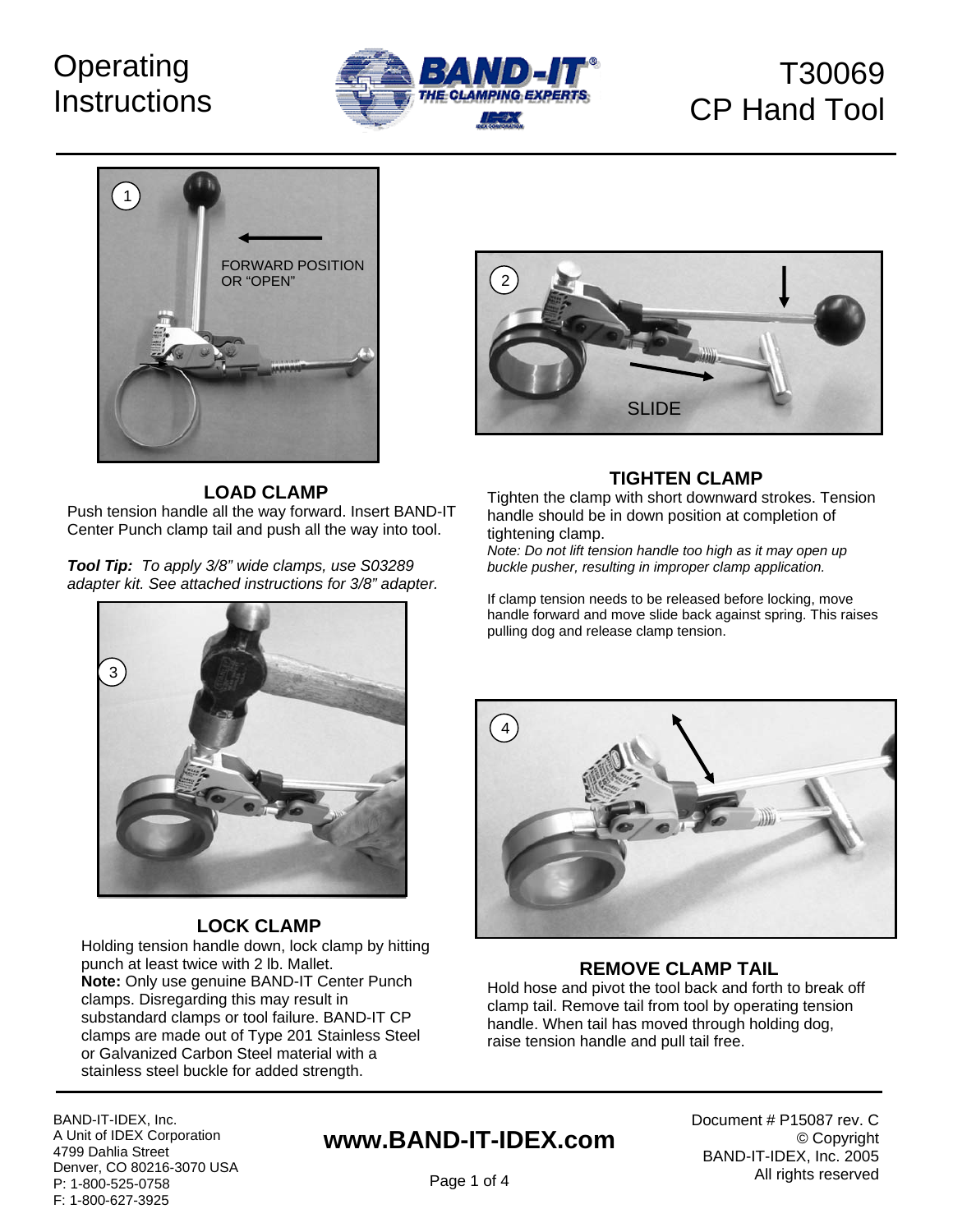# Operating Instructions

# T30069 CP Hand Tool

FORWARD POSITION OR "OPEN"

SLIDE

## LOAD CLAMP

Push tension handle all the way forward. Insert BAND-IT Center Punch clamp tail and push all the way into tool.

***Tool Tip:*** *To apply 3/8" wide clamps, use S03289 adapter kit. See attached instructions for 3/8" adapter.*

## TIGHTEN CLAMP

Tighten the clamp with short downward strokes. Tension handle should be in down position at completion of tightening clamp.

*Note: Do not lift tension handle too high as it may open up buckle pusher, resulting in improper clamp application.*

If clamp tension needs to be released before locking, move handle forward and move slide back against spring. This raises pulling dog and release clamp tension.

## LOCK CLAMP

Holding tension handle down, lock clamp by hitting punch at least twice with 2 lb. Mallet.

**Note:** Only use genuine BAND-IT Center Punch clamps. Disregarding this may result in substandard clamps or tool failure. BAND-IT CP clamps are made out of Type 201 Stainless Steel or Galvanized Carbon Steel material with a stainless steel buckle for added strength.

## REMOVE CLAMP TAIL

Hold hose and pivot the tool back and forth to break off clamp tail. Remove tail from tool by operating tension handle. When tail has moved through holding dog, raise tension handle and pull tail free.

---

BAND-IT-IDEX, Inc.
A Unit of IDEX Corporation
4799 Dahlia Street
Denver, CO 80216-3070 USA
P: 1-800-525-0758
F: 1-800-627-3925

**www.BAND-IT-IDEX.com**

Document # P15087 rev. C
© Copyright
BAND-IT-IDEX, Inc. 2005
All rights reserved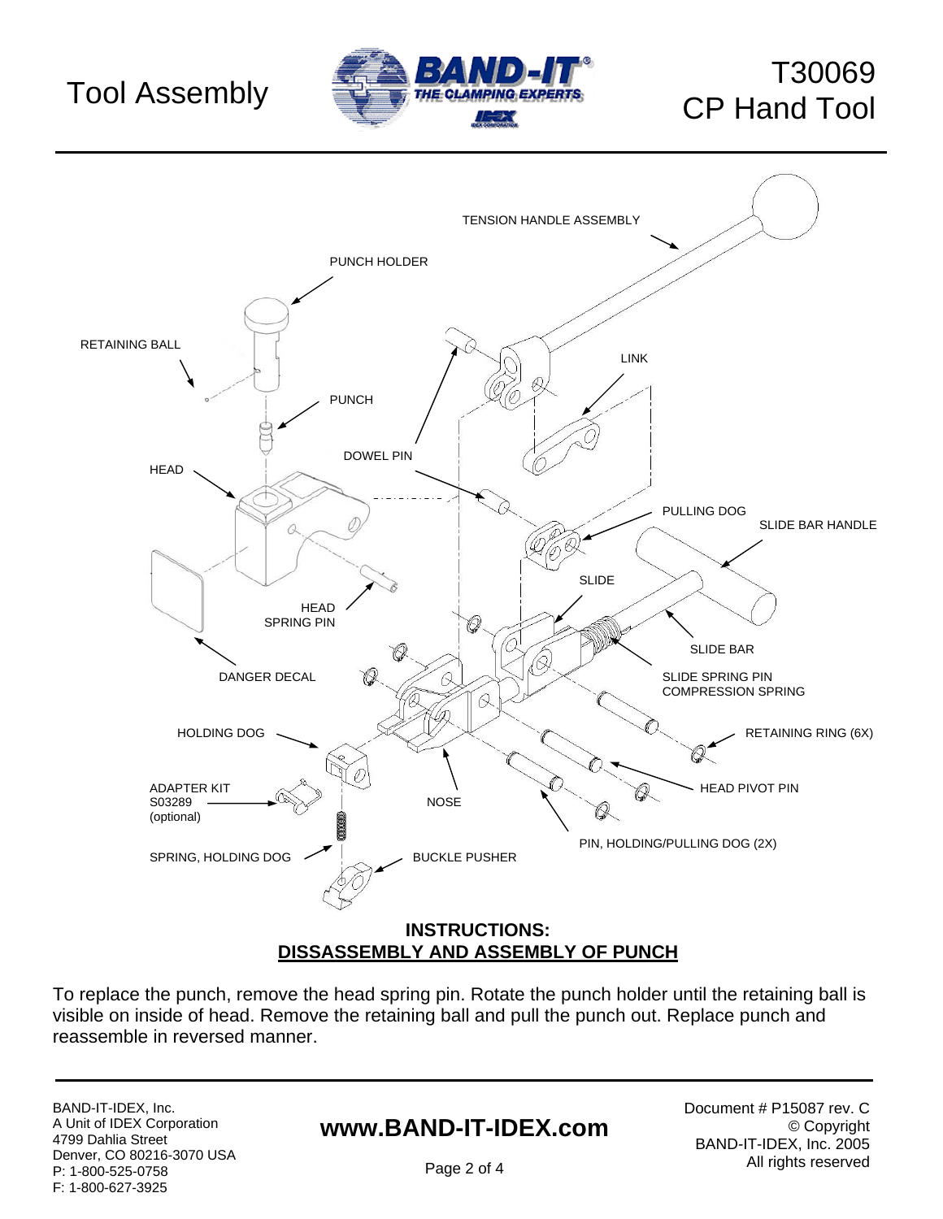# Tool Assembly

# T30069 CP Hand Tool

TENSION HANDLE ASSEMBLY

PUNCH HOLDER

RETAINING BALL

LINK

PUNCH

DOWEL PIN

HEAD

PULLING DOG

SLIDE BAR HANDLE

SLIDE

HEAD SPRING PIN

SLIDE BAR

DANGER DECAL

SLIDE SPRING PIN COMPRESSION SPRING

HOLDING DOG

RETAINING RING (6X)

ADAPTER KIT S03289 (optional)

NOSE

HEAD PIVOT PIN

PIN, HOLDING/PULLING DOG (2X)

SPRING, HOLDING DOG

BUCKLE PUSHER

## INSTRUCTIONS:
## DISSASSEMBLY AND ASSEMBLY OF PUNCH

To replace the punch, remove the head spring pin. Rotate the punch holder until the retaining ball is visible on inside of head. Remove the retaining ball and pull the punch out. Replace punch and reassemble in reversed manner.

BAND-IT-IDEX, Inc.
A Unit of IDEX Corporation
4799 Dahlia Street
Denver, CO 80216-3070 USA
P: 1-800-525-0758
F: 1-800-627-3925

**www.BAND-IT-IDEX.com**

Document # P15087 rev. C
© Copyright
BAND-IT-IDEX, Inc. 2005
All rights reserved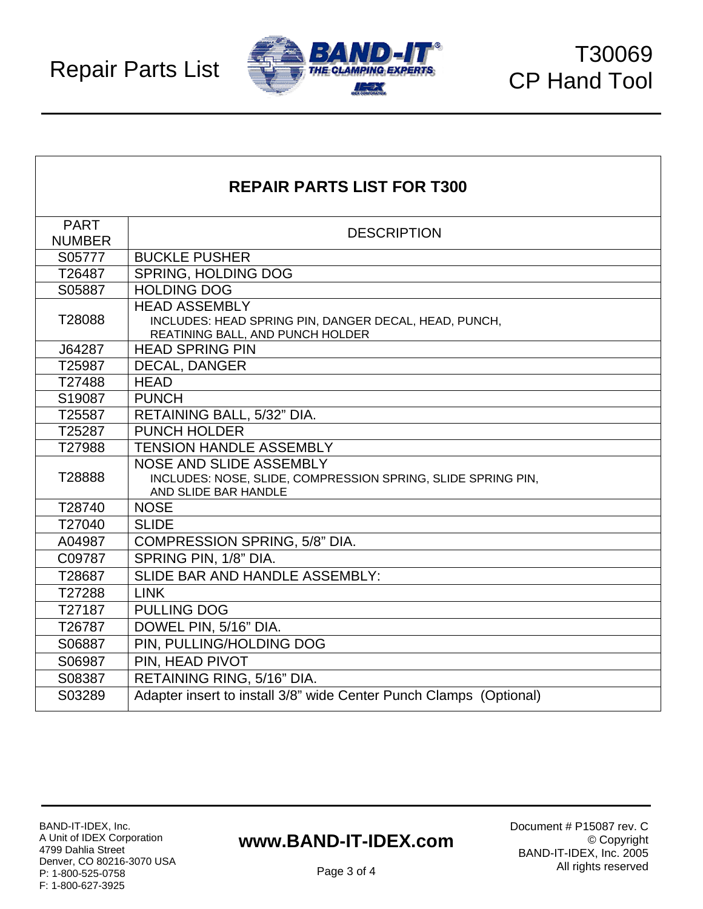Repair Parts List

T30069
CP Hand Tool

## REPAIR PARTS LIST FOR T300

| PART NUMBER | DESCRIPTION |
|---|---|
| S05777 | BUCKLE PUSHER |
| T26487 | SPRING, HOLDING DOG |
| S05887 | HOLDING DOG |
| T28088 | HEAD ASSEMBLY<br>INCLUDES: HEAD SPRING PIN, DANGER DECAL, HEAD, PUNCH, REATINING BALL, AND PUNCH HOLDER |
| J64287 | HEAD SPRING PIN |
| T25987 | DECAL, DANGER |
| T27488 | HEAD |
| S19087 | PUNCH |
| T25587 | RETAINING BALL, 5/32" DIA. |
| T25287 | PUNCH HOLDER |
| T27988 | TENSION HANDLE ASSEMBLY |
| T28888 | NOSE AND SLIDE ASSEMBLY<br>INCLUDES: NOSE, SLIDE, COMPRESSION SPRING, SLIDE SPRING PIN, AND SLIDE BAR HANDLE |
| T28740 | NOSE |
| T27040 | SLIDE |
| A04987 | COMPRESSION SPRING, 5/8" DIA. |
| C09787 | SPRING PIN, 1/8" DIA. |
| T28687 | SLIDE BAR AND HANDLE ASSEMBLY: |
| T27288 | LINK |
| T27187 | PULLING DOG |
| T26787 | DOWEL PIN, 5/16" DIA. |
| S06887 | PIN, PULLING/HOLDING DOG |
| S06987 | PIN, HEAD PIVOT |
| S08387 | RETAINING RING, 5/16" DIA. |
| S03289 | Adapter insert to install 3/8" wide Center Punch Clamps (Optional) |

BAND-IT-IDEX, Inc.
A Unit of IDEX Corporation
4799 Dahlia Street
Denver, CO 80216-3070 USA
P: 1-800-525-0758
F: 1-800-627-3925

**www.BAND-IT-IDEX.com**

Document # P15087 rev. C
© Copyright
BAND-IT-IDEX, Inc. 2005
All rights reserved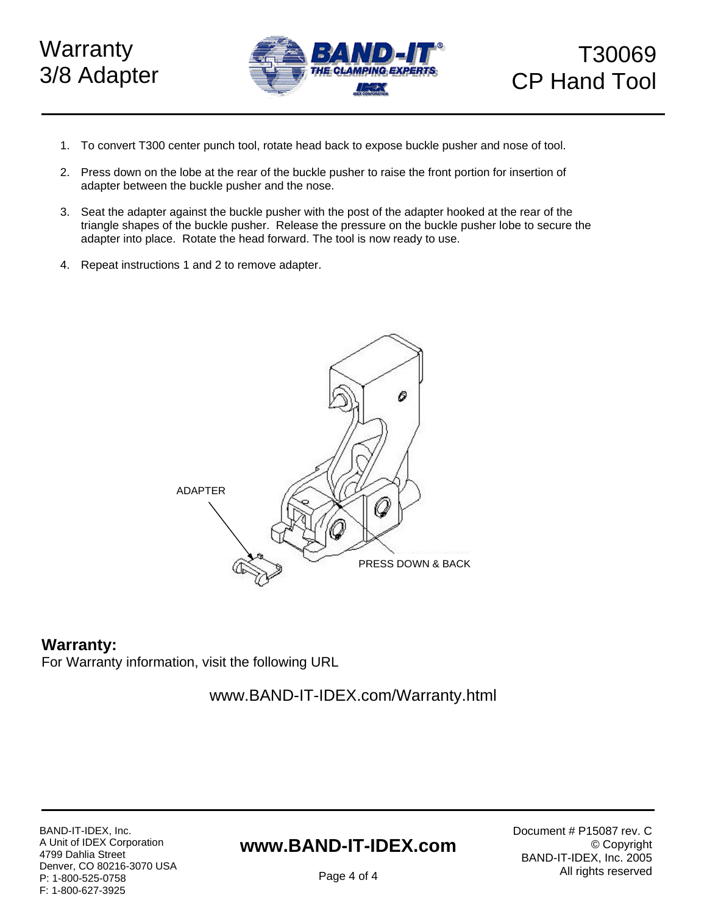# Warranty 3/8 Adapter

# T30069 CP Hand Tool

1. To convert T300 center punch tool, rotate head back to expose buckle pusher and nose of tool.
2. Press down on the lobe at the rear of the buckle pusher to raise the front portion for insertion of adapter between the buckle pusher and the nose.
3. Seat the adapter against the buckle pusher with the post of the adapter hooked at the rear of the triangle shapes of the buckle pusher. Release the pressure on the buckle pusher lobe to secure the adapter into place. Rotate the head forward. The tool is now ready to use.
4. Repeat instructions 1 and 2 to remove adapter.

ADAPTER

PRESS DOWN & BACK

**Warranty:**

For Warranty information, visit the following URL

www.BAND-IT-IDEX.com/Warranty.html

BAND-IT-IDEX, Inc.
A Unit of IDEX Corporation
4799 Dahlia Street
Denver, CO 80216-3070 USA
P: 1-800-525-0758
F: 1-800-627-3925

**www.BAND-IT-IDEX.com**

Document # P15087 rev. C
© Copyright
BAND-IT-IDEX, Inc. 2005
All rights reserved